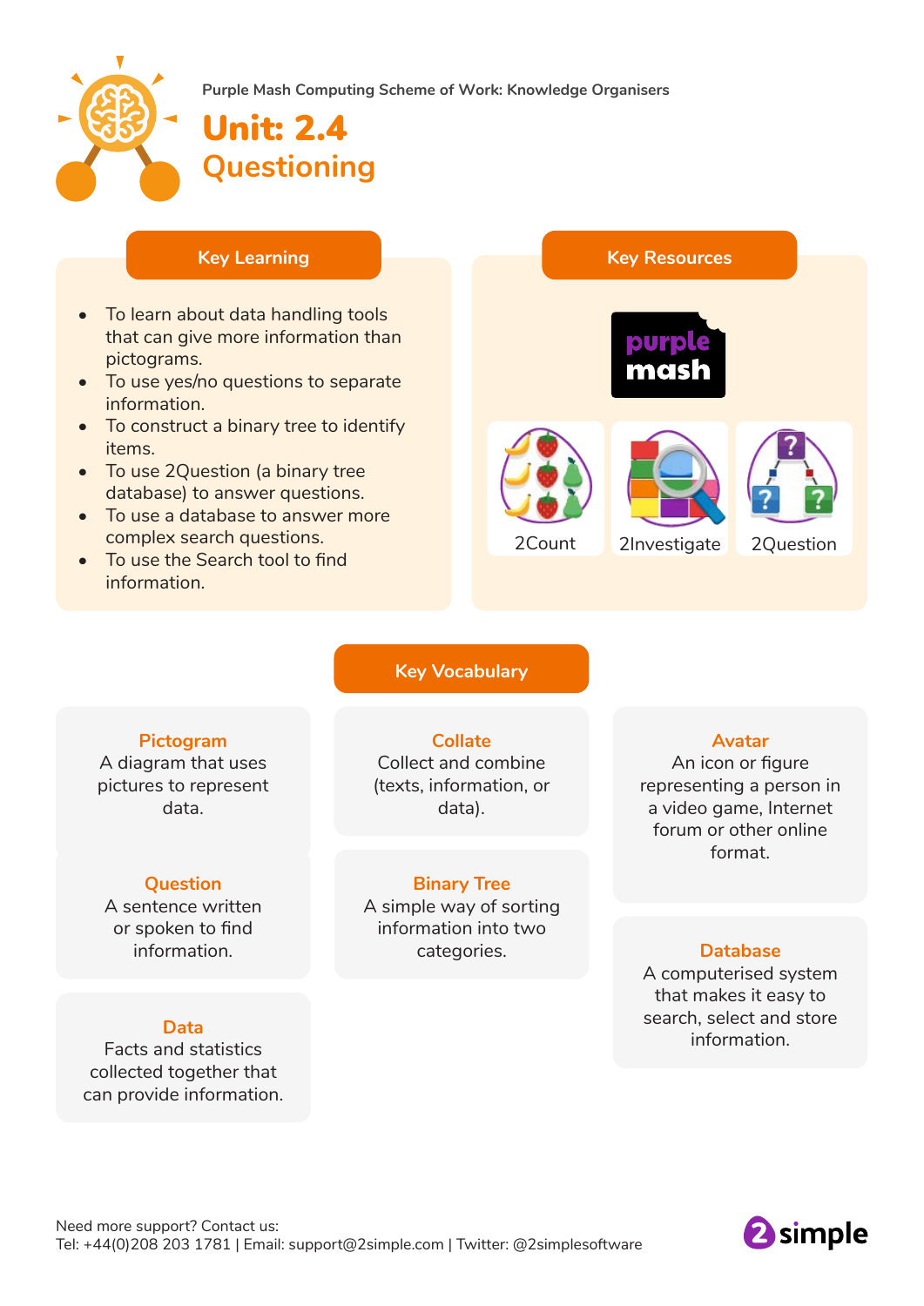Purple Mash Computing Scheme of Work: Knowledge Organisers

# Unit: 2.4 Questioning

## Key Learning

- To learn about data handling tools that can give more information than pictograms.
- To use yes/no questions to separate information.
- To construct a binary tree to identify items.
- To use 2Question (a binary tree database) to answer questions.
- To use a database to answer more complex search questions.
- To use the Search tool to find information.

## Key Resources

purple mash

2Count

2Investigate

2Question

## Key Vocabulary

**Pictogram**
A diagram that uses pictures to represent data.

**Question**
A sentence written or spoken to find information.

**Data**
Facts and statistics collected together that can provide information.

**Collate**
Collect and combine (texts, information, or data).

**Binary Tree**
A simple way of sorting information into two categories.

**Avatar**
An icon or figure representing a person in a video game, Internet forum or other online format.

**Database**
A computerised system that makes it easy to search, select and store information.

Need more support? Contact us:
Tel: +44(0)208 203 1781 | Email: support@2simple.com | Twitter: @2simplesoftware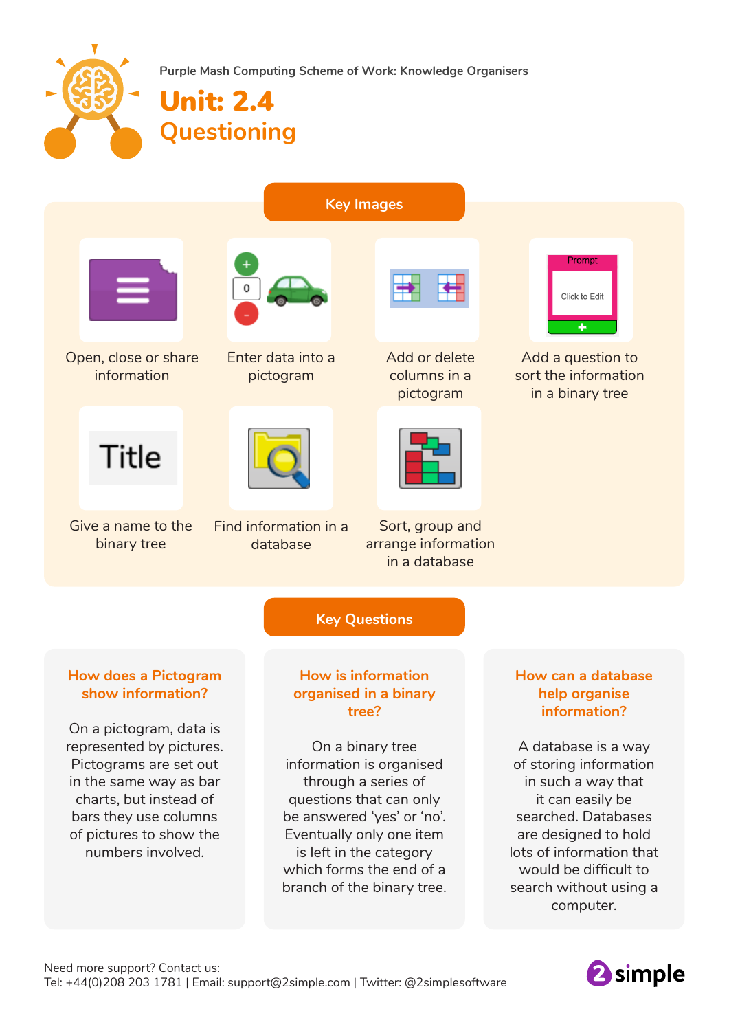Purple Mash Computing Scheme of Work: Knowledge Organisers

# Unit: 2.4 Questioning

## Key Images

- Open, close or share information
- Enter data into a pictogram
- Add or delete columns in a pictogram
- Add a question to sort the information in a binary tree
- Give a name to the binary tree
- Find information in a database
- Sort, group and arrange information in a database

## Key Questions

### How does a Pictogram show information?

On a pictogram, data is represented by pictures. Pictograms are set out in the same way as bar charts, but instead of bars they use columns of pictures to show the numbers involved.

### How is information organised in a binary tree?

On a binary tree information is organised through a series of questions that can only be answered 'yes' or 'no'. Eventually only one item is left in the category which forms the end of a branch of the binary tree.

### How can a database help organise information?

A database is a way of storing information in such a way that it can easily be searched. Databases are designed to hold lots of information that would be difficult to search without using a computer.

Need more support? Contact us:
Tel: +44(0)208 203 1781 | Email: support@2simple.com | Twitter: @2simplesoftware